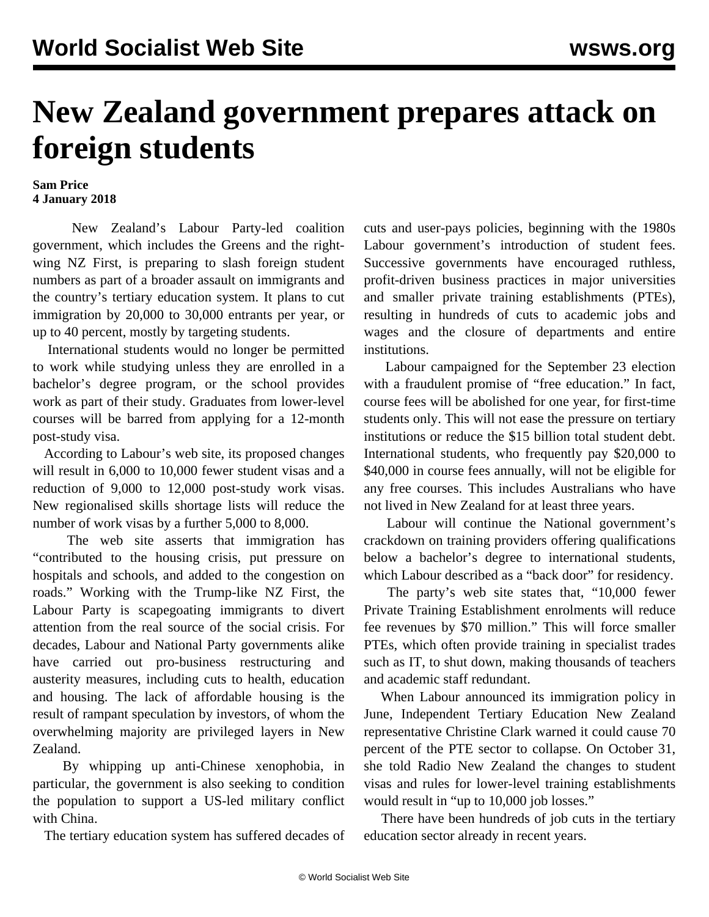# New Zealand government prepares attack on foreign students

**Sam Price**
**4 January 2018**

New Zealand's Labour Party-led coalition government, which includes the Greens and the right-wing NZ First, is preparing to slash foreign student numbers as part of a broader assault on immigrants and the country's tertiary education system. It plans to cut immigration by 20,000 to 30,000 entrants per year, or up to 40 percent, mostly by targeting students.

International students would no longer be permitted to work while studying unless they are enrolled in a bachelor's degree program, or the school provides work as part of their study. Graduates from lower-level courses will be barred from applying for a 12-month post-study visa.

According to Labour's web site, its proposed changes will result in 6,000 to 10,000 fewer student visas and a reduction of 9,000 to 12,000 post-study work visas. New regionalised skills shortage lists will reduce the number of work visas by a further 5,000 to 8,000.

The web site asserts that immigration has "contributed to the housing crisis, put pressure on hospitals and schools, and added to the congestion on roads." Working with the Trump-like NZ First, the Labour Party is scapegoating immigrants to divert attention from the real source of the social crisis. For decades, Labour and National Party governments alike have carried out pro-business restructuring and austerity measures, including cuts to health, education and housing. The lack of affordable housing is the result of rampant speculation by investors, of whom the overwhelming majority are privileged layers in New Zealand.

By whipping up anti-Chinese xenophobia, in particular, the government is also seeking to condition the population to support a US-led military conflict with China.

The tertiary education system has suffered decades of cuts and user-pays policies, beginning with the 1980s Labour government's introduction of student fees. Successive governments have encouraged ruthless, profit-driven business practices in major universities and smaller private training establishments (PTEs), resulting in hundreds of cuts to academic jobs and wages and the closure of departments and entire institutions.

Labour campaigned for the September 23 election with a fraudulent promise of "free education." In fact, course fees will be abolished for one year, for first-time students only. This will not ease the pressure on tertiary institutions or reduce the $15 billion total student debt. International students, who frequently pay $20,000 to $40,000 in course fees annually, will not be eligible for any free courses. This includes Australians who have not lived in New Zealand for at least three years.

Labour will continue the National government's crackdown on training providers offering qualifications below a bachelor's degree to international students, which Labour described as a "back door" for residency.

The party's web site states that, "10,000 fewer Private Training Establishment enrolments will reduce fee revenues by $70 million." This will force smaller PTEs, which often provide training in specialist trades such as IT, to shut down, making thousands of teachers and academic staff redundant.

When Labour announced its immigration policy in June, Independent Tertiary Education New Zealand representative Christine Clark warned it could cause 70 percent of the PTE sector to collapse. On October 31, she told Radio New Zealand the changes to student visas and rules for lower-level training establishments would result in "up to 10,000 job losses."

There have been hundreds of job cuts in the tertiary education sector already in recent years.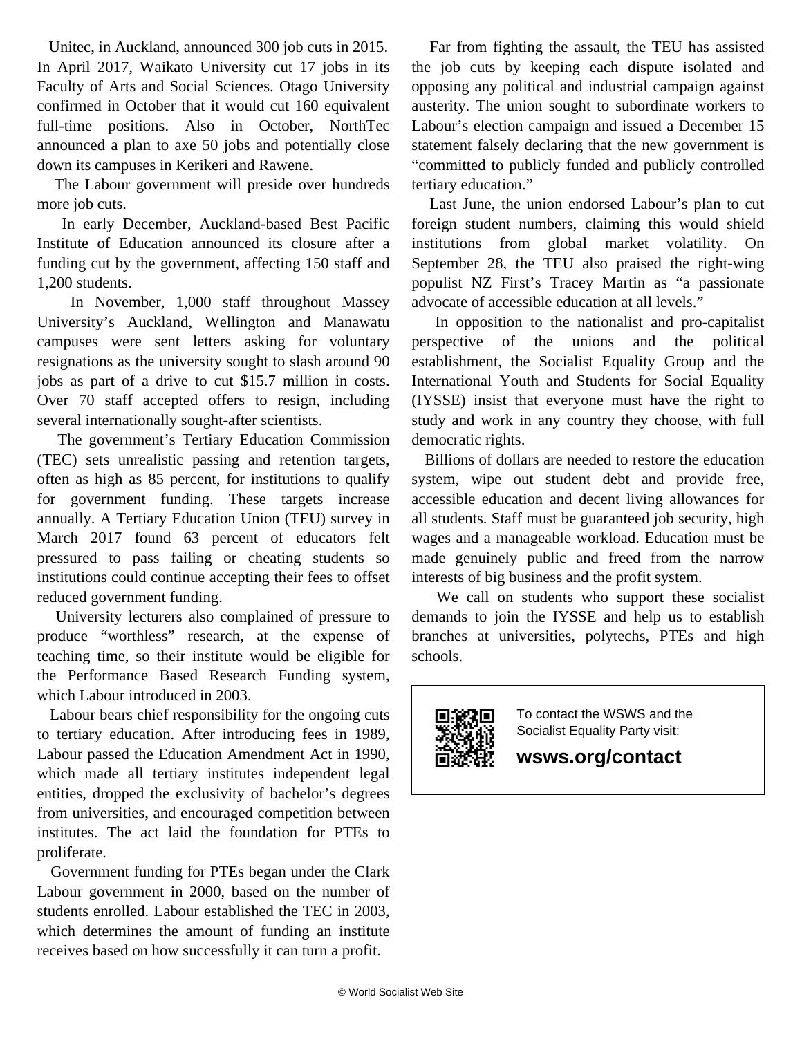Unitec, in Auckland, announced 300 job cuts in 2015. In April 2017, Waikato University cut 17 jobs in its Faculty of Arts and Social Sciences. Otago University confirmed in October that it would cut 160 equivalent full-time positions. Also in October, NorthTec announced a plan to axe 50 jobs and potentially close down its campuses in Kerikeri and Rawene.

The Labour government will preside over hundreds more job cuts.

In early December, Auckland-based Best Pacific Institute of Education announced its closure after a funding cut by the government, affecting 150 staff and 1,200 students.

In November, 1,000 staff throughout Massey University's Auckland, Wellington and Manawatu campuses were sent letters asking for voluntary resignations as the university sought to slash around 90 jobs as part of a drive to cut $15.7 million in costs. Over 70 staff accepted offers to resign, including several internationally sought-after scientists.

The government's Tertiary Education Commission (TEC) sets unrealistic passing and retention targets, often as high as 85 percent, for institutions to qualify for government funding. These targets increase annually. A Tertiary Education Union (TEU) survey in March 2017 found 63 percent of educators felt pressured to pass failing or cheating students so institutions could continue accepting their fees to offset reduced government funding.

University lecturers also complained of pressure to produce "worthless" research, at the expense of teaching time, so their institute would be eligible for the Performance Based Research Funding system, which Labour introduced in 2003.

Labour bears chief responsibility for the ongoing cuts to tertiary education. After introducing fees in 1989, Labour passed the Education Amendment Act in 1990, which made all tertiary institutes independent legal entities, dropped the exclusivity of bachelor's degrees from universities, and encouraged competition between institutes. The act laid the foundation for PTEs to proliferate.

Government funding for PTEs began under the Clark Labour government in 2000, based on the number of students enrolled. Labour established the TEC in 2003, which determines the amount of funding an institute receives based on how successfully it can turn a profit.

Far from fighting the assault, the TEU has assisted the job cuts by keeping each dispute isolated and opposing any political and industrial campaign against austerity. The union sought to subordinate workers to Labour's election campaign and issued a December 15 statement falsely declaring that the new government is "committed to publicly funded and publicly controlled tertiary education."

Last June, the union endorsed Labour's plan to cut foreign student numbers, claiming this would shield institutions from global market volatility. On September 28, the TEU also praised the right-wing populist NZ First's Tracey Martin as "a passionate advocate of accessible education at all levels."

In opposition to the nationalist and pro-capitalist perspective of the unions and the political establishment, the Socialist Equality Group and the International Youth and Students for Social Equality (IYSSE) insist that everyone must have the right to study and work in any country they choose, with full democratic rights.

Billions of dollars are needed to restore the education system, wipe out student debt and provide free, accessible education and decent living allowances for all students. Staff must be guaranteed job security, high wages and a manageable workload. Education must be made genuinely public and freed from the narrow interests of big business and the profit system.

We call on students who support these socialist demands to join the IYSSE and help us to establish branches at universities, polytechs, PTEs and high schools.

To contact the WSWS and the Socialist Equality Party visit:

**wsws.org/contact**